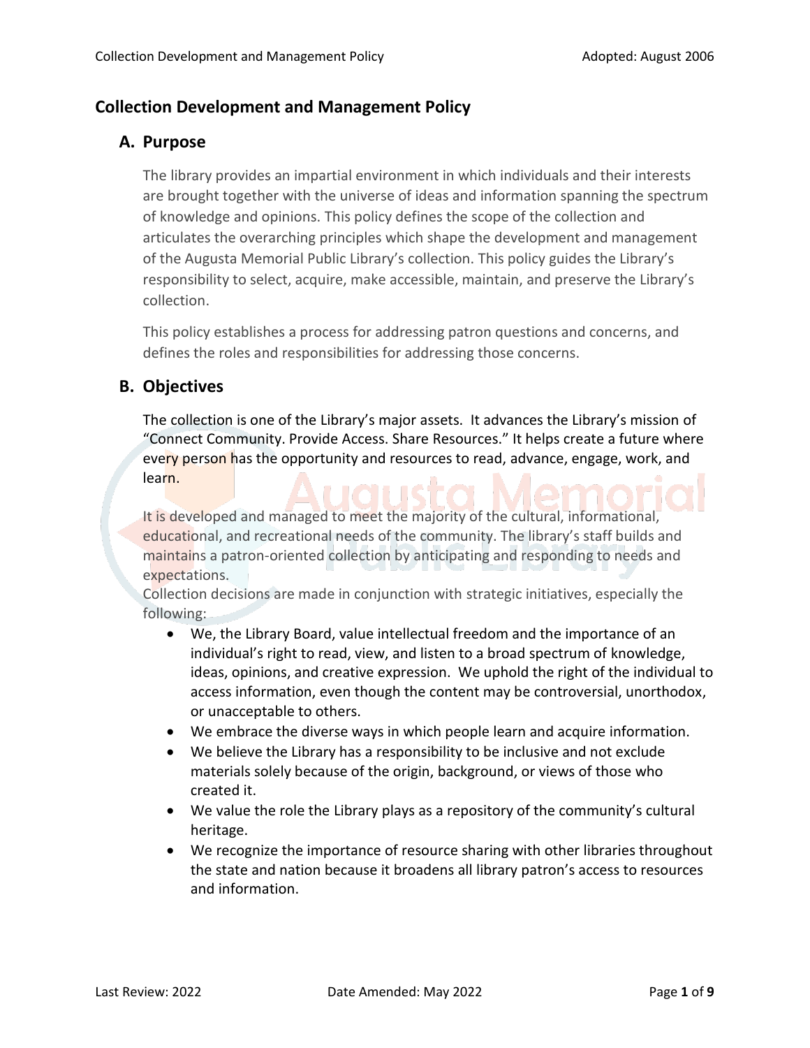# Collection Development and Management Policy

## A. Purpose

The library provides an impartial environment in which individuals and their interests are brought together with the universe of ideas and information spanning the spectrum of knowledge and opinions. This policy defines the scope of the collection and articulates the overarching principles which shape the development and management of the Augusta Memorial Public Library's collection. This policy guides the Library's responsibility to select, acquire, make accessible, maintain, and preserve the Library's collection.

This policy establishes a process for addressing patron questions and concerns, and defines the roles and responsibilities for addressing those concerns.

## B. Objectives

The collection is one of the Library's major assets. It advances the Library's mission of "Connect Community. Provide Access. Share Resources." It helps create a future where every person has the opportunity and resources to read, advance, engage, work, and learn.

It is developed and managed to meet the majority of the cultural, informational, educational, and recreational needs of the community. The library's staff builds and maintains a patron-oriented collection by anticipating and responding to needs and expectations.

Collection decisions are made in conjunction with strategic initiatives, especially the following:

- We, the Library Board, value intellectual freedom and the importance of an individual's right to read, view, and listen to a broad spectrum of knowledge, ideas, opinions, and creative expression. We uphold the right of the individual to access information, even though the content may be controversial, unorthodox, or unacceptable to others.
- We embrace the diverse ways in which people learn and acquire information.
- We believe the Library has a responsibility to be inclusive and not exclude materials solely because of the origin, background, or views of those who created it.
- We value the role the Library plays as a repository of the community's cultural heritage.
- We recognize the importance of resource sharing with other libraries throughout the state and nation because it broadens all library patron's access to resources and information.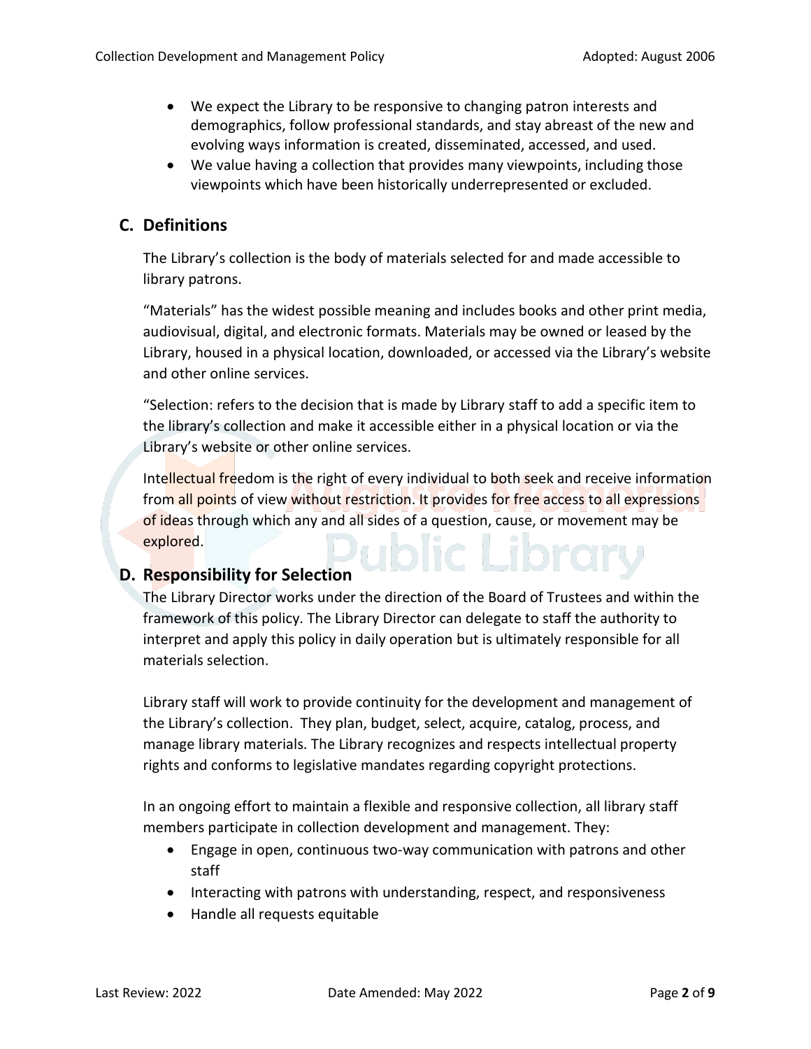- We expect the Library to be responsive to changing patron interests and demographics, follow professional standards, and stay abreast of the new and evolving ways information is created, disseminated, accessed, and used.
- We value having a collection that provides many viewpoints, including those viewpoints which have been historically underrepresented or excluded.

## C. Definitions

The Library's collection is the body of materials selected for and made accessible to library patrons.

"Materials" has the widest possible meaning and includes books and other print media, audiovisual, digital, and electronic formats. Materials may be owned or leased by the Library, housed in a physical location, downloaded, or accessed via the Library's website and other online services.

"Selection: refers to the decision that is made by Library staff to add a specific item to the library's collection and make it accessible either in a physical location or via the Library's website or other online services.

Intellectual freedom is the right of every individual to both seek and receive information from all points of view without restriction. It provides for free access to all expressions of ideas through which any and all sides of a question, cause, or movement may be explored.

## D. Responsibility for Selection

The Library Director works under the direction of the Board of Trustees and within the framework of this policy. The Library Director can delegate to staff the authority to interpret and apply this policy in daily operation but is ultimately responsible for all materials selection.

Library staff will work to provide continuity for the development and management of the Library's collection. They plan, budget, select, acquire, catalog, process, and manage library materials. The Library recognizes and respects intellectual property rights and conforms to legislative mandates regarding copyright protections.

In an ongoing effort to maintain a flexible and responsive collection, all library staff members participate in collection development and management. They:

- Engage in open, continuous two-way communication with patrons and other staff
- Interacting with patrons with understanding, respect, and responsiveness
- Handle all requests equitable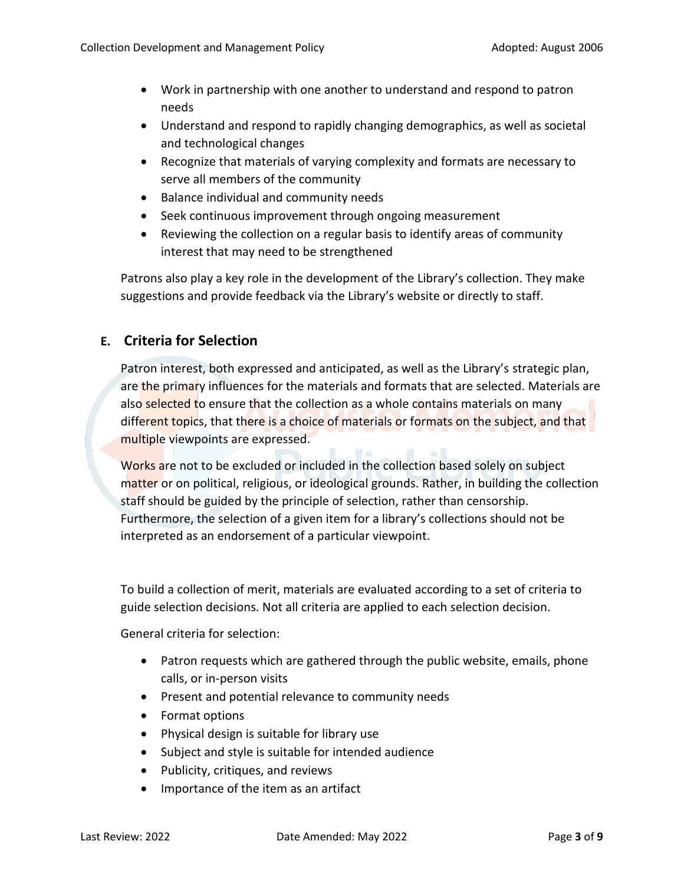- Work in partnership with one another to understand and respond to patron needs
- Understand and respond to rapidly changing demographics, as well as societal and technological changes
- Recognize that materials of varying complexity and formats are necessary to serve all members of the community
- Balance individual and community needs
- Seek continuous improvement through ongoing measurement
- Reviewing the collection on a regular basis to identify areas of community interest that may need to be strengthened

Patrons also play a key role in the development of the Library's collection. They make suggestions and provide feedback via the Library's website or directly to staff.

## E. Criteria for Selection

Patron interest, both expressed and anticipated, as well as the Library's strategic plan, are the primary influences for the materials and formats that are selected. Materials are also selected to ensure that the collection as a whole contains materials on many different topics, that there is a choice of materials or formats on the subject, and that multiple viewpoints are expressed.

Works are not to be excluded or included in the collection based solely on subject matter or on political, religious, or ideological grounds. Rather, in building the collection staff should be guided by the principle of selection, rather than censorship. Furthermore, the selection of a given item for a library's collections should not be interpreted as an endorsement of a particular viewpoint.

To build a collection of merit, materials are evaluated according to a set of criteria to guide selection decisions. Not all criteria are applied to each selection decision.

General criteria for selection:

- Patron requests which are gathered through the public website, emails, phone calls, or in-person visits
- Present and potential relevance to community needs
- Format options
- Physical design is suitable for library use
- Subject and style is suitable for intended audience
- Publicity, critiques, and reviews
- Importance of the item as an artifact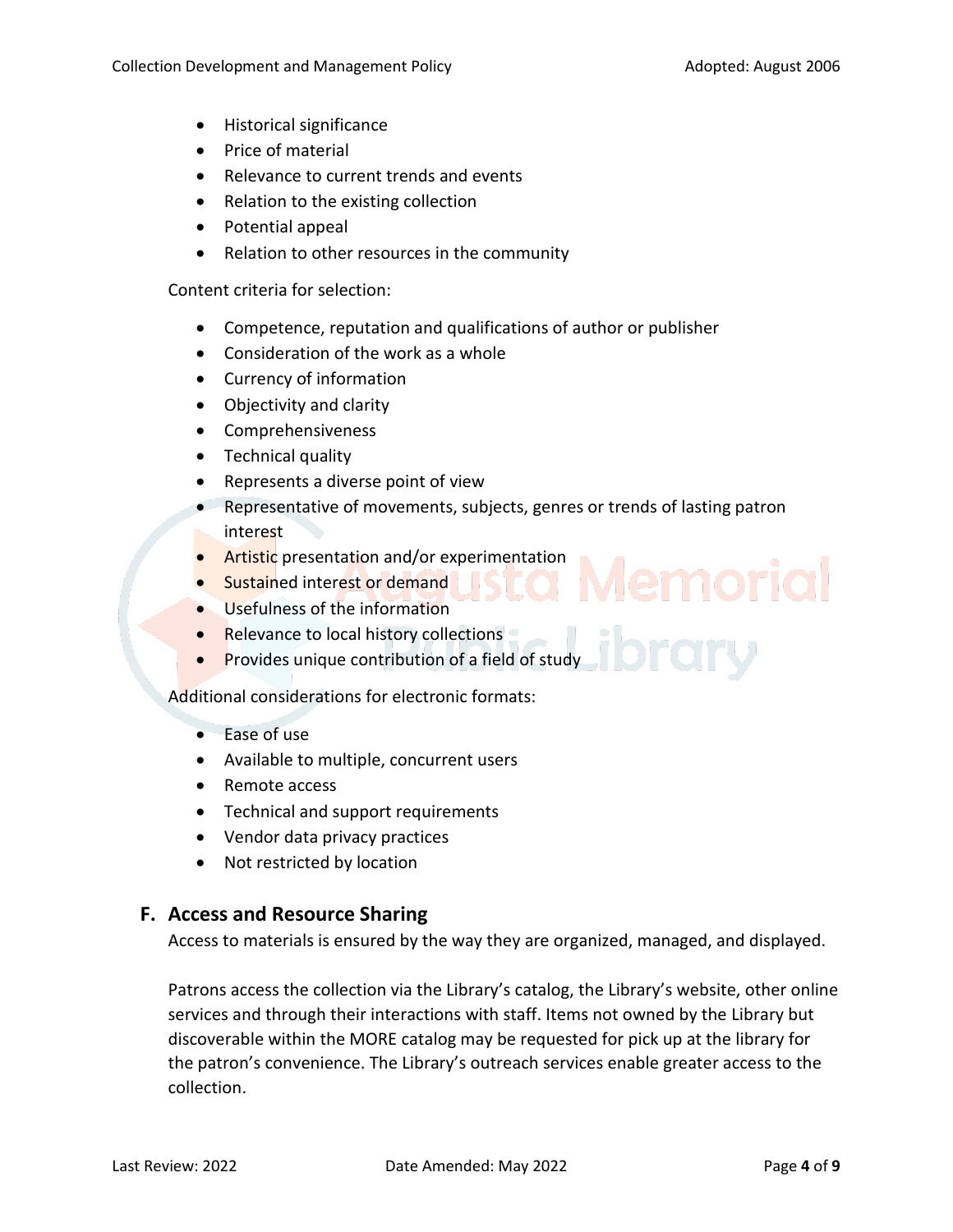- Historical significance
- Price of material
- Relevance to current trends and events
- Relation to the existing collection
- Potential appeal
- Relation to other resources in the community

Content criteria for selection:

- Competence, reputation and qualifications of author or publisher
- Consideration of the work as a whole
- Currency of information
- Objectivity and clarity
- Comprehensiveness
- Technical quality
- Represents a diverse point of view
- Representative of movements, subjects, genres or trends of lasting patron interest
- Artistic presentation and/or experimentation
- Sustained interest or demand
- Usefulness of the information
- Relevance to local history collections
- Provides unique contribution of a field of study

Additional considerations for electronic formats:

- Ease of use
- Available to multiple, concurrent users
- Remote access
- Technical and support requirements
- Vendor data privacy practices
- Not restricted by location

## F. Access and Resource Sharing

Access to materials is ensured by the way they are organized, managed, and displayed.

Patrons access the collection via the Library's catalog, the Library's website, other online services and through their interactions with staff. Items not owned by the Library but discoverable within the MORE catalog may be requested for pick up at the library for the patron's convenience. The Library's outreach services enable greater access to the collection.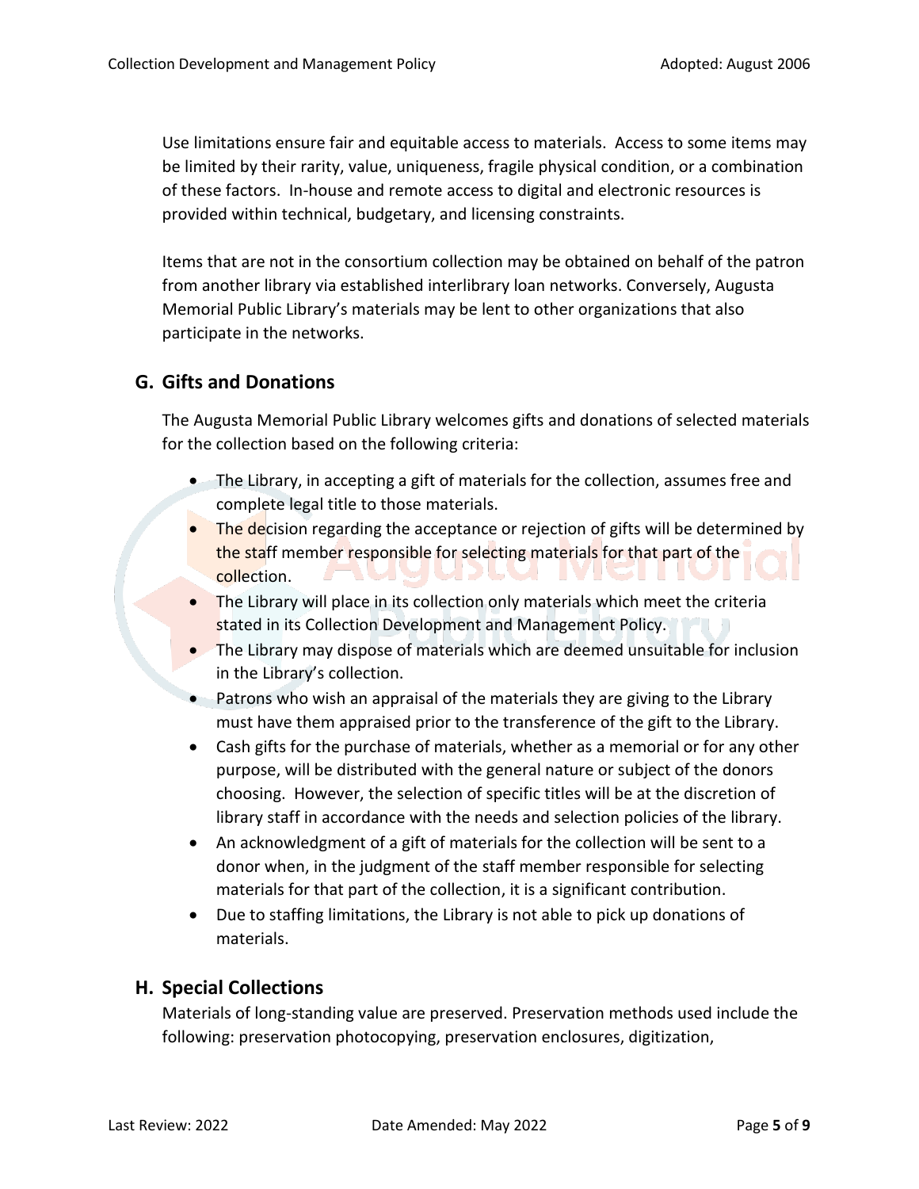Use limitations ensure fair and equitable access to materials. Access to some items may be limited by their rarity, value, uniqueness, fragile physical condition, or a combination of these factors. In-house and remote access to digital and electronic resources is provided within technical, budgetary, and licensing constraints.

Items that are not in the consortium collection may be obtained on behalf of the patron from another library via established interlibrary loan networks. Conversely, Augusta Memorial Public Library's materials may be lent to other organizations that also participate in the networks.

## G. Gifts and Donations

The Augusta Memorial Public Library welcomes gifts and donations of selected materials for the collection based on the following criteria:

- The Library, in accepting a gift of materials for the collection, assumes free and complete legal title to those materials.
- The decision regarding the acceptance or rejection of gifts will be determined by the staff member responsible for selecting materials for that part of the collection.
- The Library will place in its collection only materials which meet the criteria stated in its Collection Development and Management Policy.
- The Library may dispose of materials which are deemed unsuitable for inclusion in the Library's collection.
- Patrons who wish an appraisal of the materials they are giving to the Library must have them appraised prior to the transference of the gift to the Library.
- Cash gifts for the purchase of materials, whether as a memorial or for any other purpose, will be distributed with the general nature or subject of the donors choosing. However, the selection of specific titles will be at the discretion of library staff in accordance with the needs and selection policies of the library.
- An acknowledgment of a gift of materials for the collection will be sent to a donor when, in the judgment of the staff member responsible for selecting materials for that part of the collection, it is a significant contribution.
- Due to staffing limitations, the Library is not able to pick up donations of materials.

## H. Special Collections

Materials of long-standing value are preserved. Preservation methods used include the following: preservation photocopying, preservation enclosures, digitization,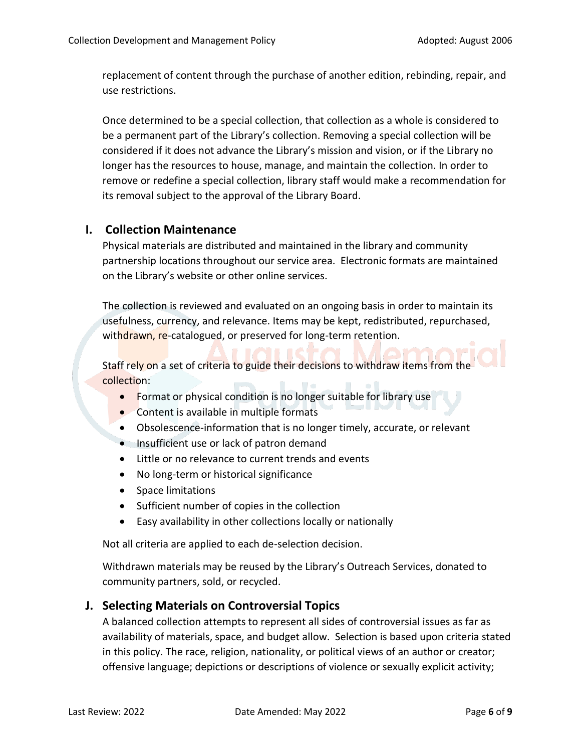replacement of content through the purchase of another edition, rebinding, repair, and use restrictions.

Once determined to be a special collection, that collection as a whole is considered to be a permanent part of the Library's collection. Removing a special collection will be considered if it does not advance the Library's mission and vision, or if the Library no longer has the resources to house, manage, and maintain the collection. In order to remove or redefine a special collection, library staff would make a recommendation for its removal subject to the approval of the Library Board.

## I. Collection Maintenance

Physical materials are distributed and maintained in the library and community partnership locations throughout our service area. Electronic formats are maintained on the Library's website or other online services.

The collection is reviewed and evaluated on an ongoing basis in order to maintain its usefulness, currency, and relevance. Items may be kept, redistributed, repurchased, withdrawn, re-catalogued, or preserved for long-term retention.

Staff rely on a set of criteria to guide their decisions to withdraw items from the collection:

- Format or physical condition is no longer suitable for library use
- Content is available in multiple formats
- Obsolescence-information that is no longer timely, accurate, or relevant
- Insufficient use or lack of patron demand
- Little or no relevance to current trends and events
- No long-term or historical significance
- Space limitations
- Sufficient number of copies in the collection
- Easy availability in other collections locally or nationally

Not all criteria are applied to each de-selection decision.

Withdrawn materials may be reused by the Library's Outreach Services, donated to community partners, sold, or recycled.

## J. Selecting Materials on Controversial Topics

A balanced collection attempts to represent all sides of controversial issues as far as availability of materials, space, and budget allow. Selection is based upon criteria stated in this policy. The race, religion, nationality, or political views of an author or creator; offensive language; depictions or descriptions of violence or sexually explicit activity;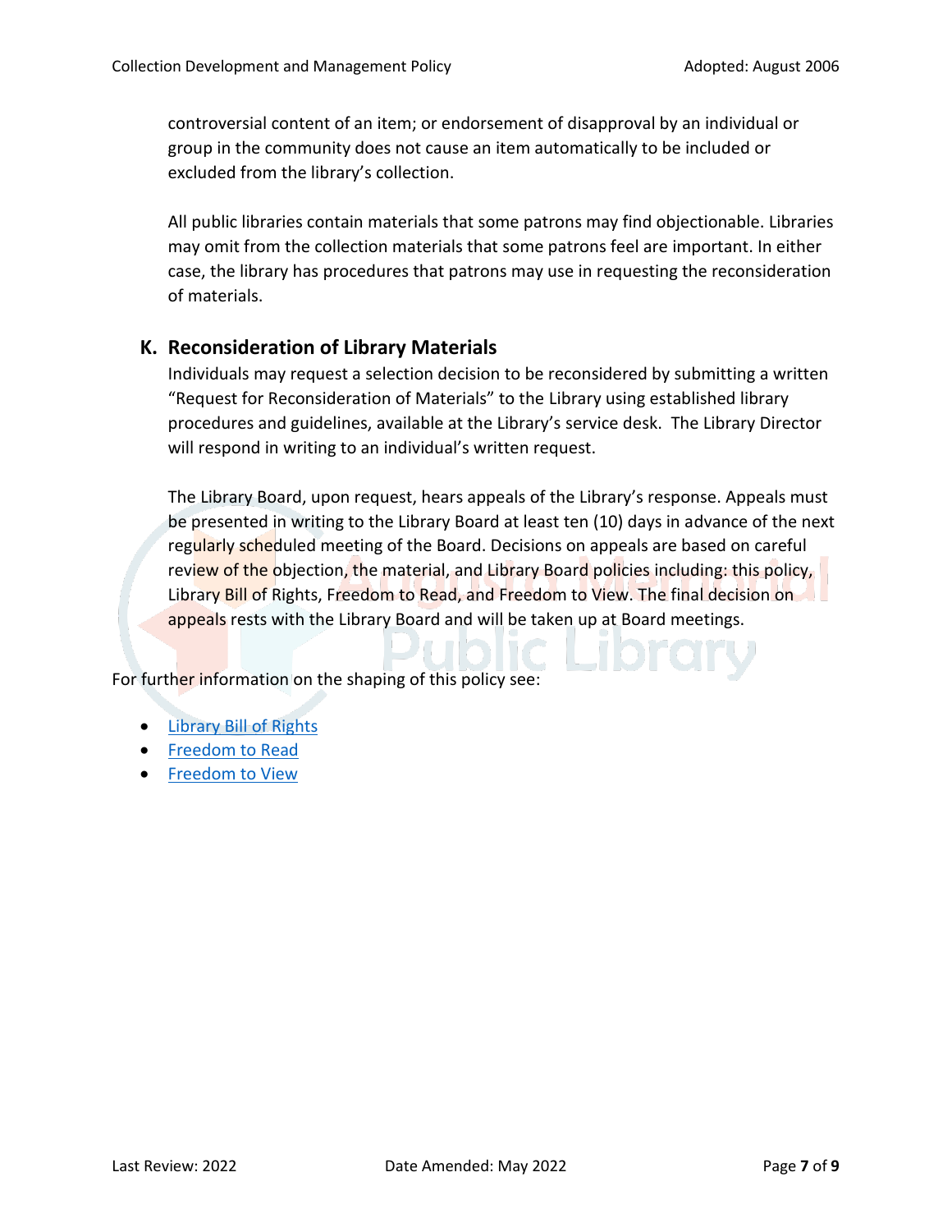controversial content of an item; or endorsement of disapproval by an individual or group in the community does not cause an item automatically to be included or excluded from the library's collection.

All public libraries contain materials that some patrons may find objectionable. Libraries may omit from the collection materials that some patrons feel are important. In either case, the library has procedures that patrons may use in requesting the reconsideration of materials.

## K. Reconsideration of Library Materials

Individuals may request a selection decision to be reconsidered by submitting a written "Request for Reconsideration of Materials" to the Library using established library procedures and guidelines, available at the Library's service desk. The Library Director will respond in writing to an individual's written request.

The Library Board, upon request, hears appeals of the Library's response. Appeals must be presented in writing to the Library Board at least ten (10) days in advance of the next regularly scheduled meeting of the Board. Decisions on appeals are based on careful review of the objection, the material, and Library Board policies including: this policy, Library Bill of Rights, Freedom to Read, and Freedom to View. The final decision on appeals rests with the Library Board and will be taken up at Board meetings.

For further information on the shaping of this policy see:

- Library Bill of Rights
- Freedom to Read
- Freedom to View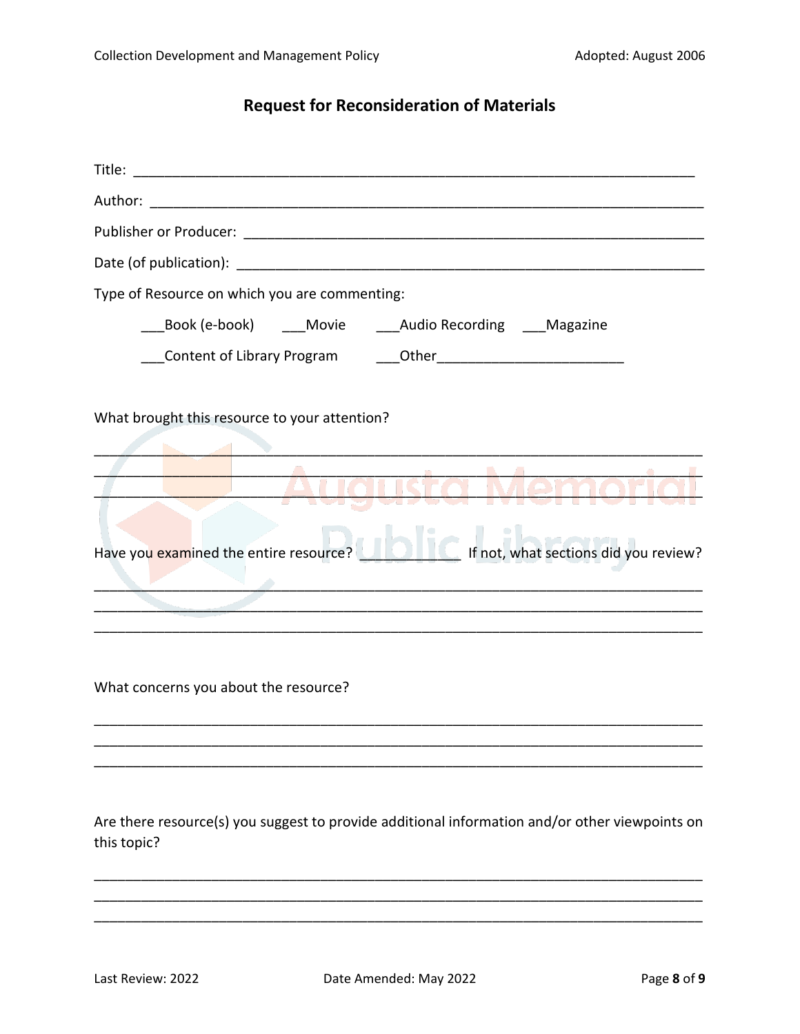## Request for Reconsideration of Materials

Title: ___________________________________________________________________________

Author: __________________________________________________________________________

Publisher or Producer: ____________________________________________________________

Date (of publication): _____________________________________________________________

Type of Resource on which you are commenting:

___Book (e-book) ___Movie ___Audio Recording ___Magazine

___Content of Library Program ___Other________________________

What brought this resource to your attention?

_______________________________________________________________________________
_______________________________________________________________________________
_______________________________________________________________________________

Have you examined the entire resource? ___________ If not, what sections did you review?

_______________________________________________________________________________
_______________________________________________________________________________
_______________________________________________________________________________

What concerns you about the resource?

_______________________________________________________________________________
_______________________________________________________________________________
_______________________________________________________________________________

Are there resource(s) you suggest to provide additional information and/or other viewpoints on this topic?

_______________________________________________________________________________
_______________________________________________________________________________
_______________________________________________________________________________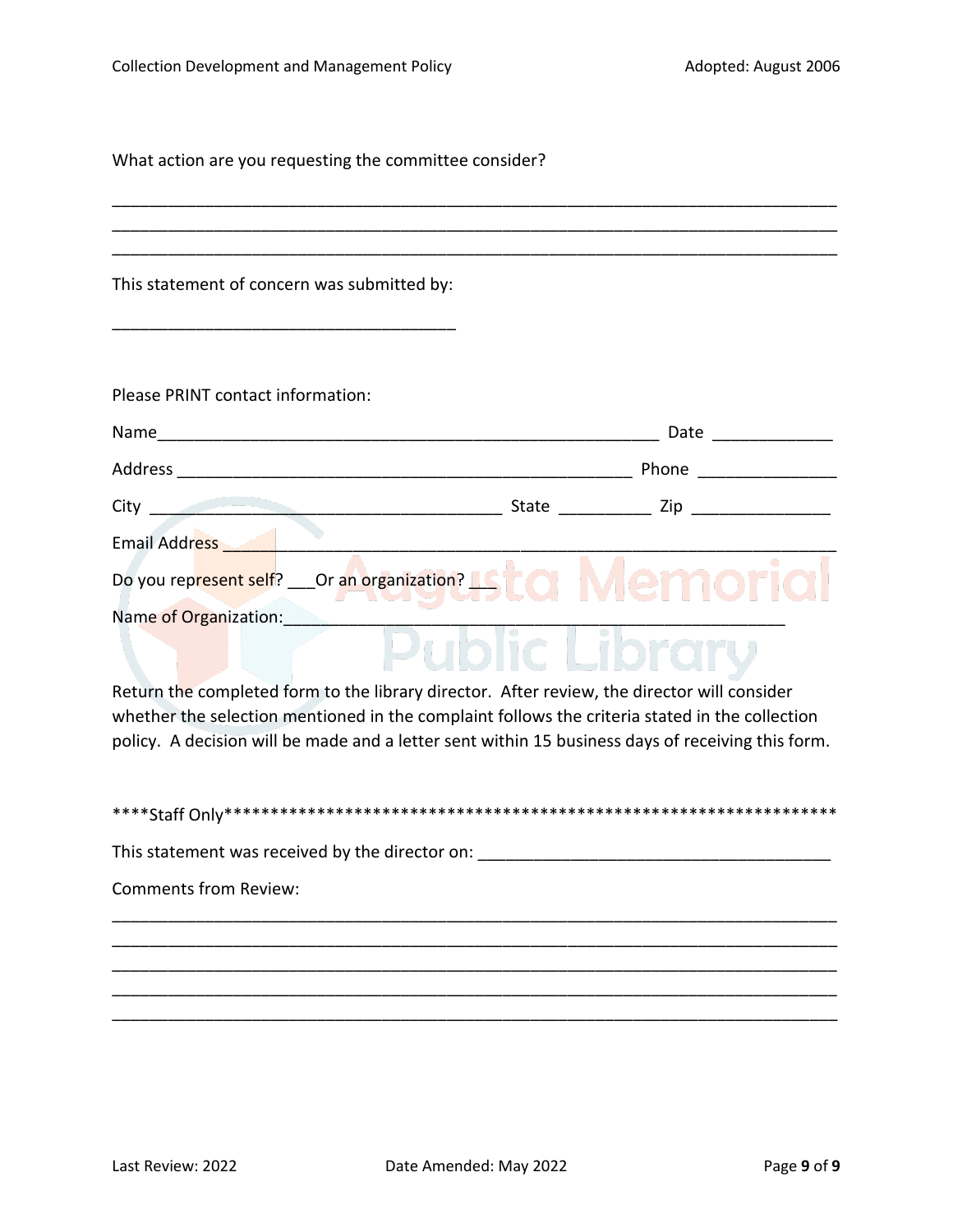What action are you requesting the committee consider?

\_\_\_\_\_\_\_\_\_\_\_\_\_\_\_\_\_\_\_\_\_\_\_\_\_\_\_\_\_\_\_\_\_\_\_\_\_\_\_\_\_\_\_\_\_\_\_\_\_\_\_\_\_\_\_\_\_\_\_\_\_\_\_\_\_\_\_\_\_\_\_\_\_\_
\_\_\_\_\_\_\_\_\_\_\_\_\_\_\_\_\_\_\_\_\_\_\_\_\_\_\_\_\_\_\_\_\_\_\_\_\_\_\_\_\_\_\_\_\_\_\_\_\_\_\_\_\_\_\_\_\_\_\_\_\_\_\_\_\_\_\_\_\_\_\_\_\_\_
\_\_\_\_\_\_\_\_\_\_\_\_\_\_\_\_\_\_\_\_\_\_\_\_\_\_\_\_\_\_\_\_\_\_\_\_\_\_\_\_\_\_\_\_\_\_\_\_\_\_\_\_\_\_\_\_\_\_\_\_\_\_\_\_\_\_\_\_\_\_\_\_\_\_

This statement of concern was submitted by:

\_\_\_\_\_\_\_\_\_\_\_\_\_\_\_\_\_\_\_\_\_\_\_\_\_\_\_\_\_\_\_\_\_\_\_\_\_

Please PRINT contact information:

Name\_\_\_\_\_\_\_\_\_\_\_\_\_\_\_\_\_\_\_\_\_\_\_\_\_\_\_\_\_\_\_\_\_\_\_\_\_\_\_\_\_\_\_\_\_\_\_\_\_\_\_\_ Date \_\_\_\_\_\_\_\_\_\_\_\_\_

Address \_\_\_\_\_\_\_\_\_\_\_\_\_\_\_\_\_\_\_\_\_\_\_\_\_\_\_\_\_\_\_\_\_\_\_\_\_\_\_\_\_\_\_\_\_\_\_\_\_\_ Phone \_\_\_\_\_\_\_\_\_\_\_\_\_\_\_

City \_\_\_\_\_\_\_\_\_\_\_\_\_\_\_\_\_\_\_\_\_\_\_\_\_\_\_\_\_\_\_\_\_\_\_\_\_\_\_ State \_\_\_\_\_\_\_\_\_\_ Zip \_\_\_\_\_\_\_\_\_\_\_\_\_\_\_

Email Address \_\_\_\_\_\_\_\_\_\_\_\_\_\_\_\_\_\_\_\_\_\_\_\_\_\_\_\_\_\_\_\_\_\_\_\_\_\_\_\_\_\_\_\_\_\_\_\_\_\_\_\_\_\_\_\_\_\_\_\_\_\_

Do you represent self? \_\_\_Or an organization? \_\_\_

Name of Organization:\_\_\_\_\_\_\_\_\_\_\_\_\_\_\_\_\_\_\_\_\_\_\_\_\_\_\_\_\_\_\_\_\_\_\_\_\_\_\_\_\_\_\_\_\_\_\_\_\_\_\_\_\_\_\_

Return the completed form to the library director. After review, the director will consider whether the selection mentioned in the complaint follows the criteria stated in the collection policy. A decision will be made and a letter sent within 15 business days of receiving this form.

\*\*\*\*Staff Only\*\*\*\*\*\*\*\*\*\*\*\*\*\*\*\*\*\*\*\*\*\*\*\*\*\*\*\*\*\*\*\*\*\*\*\*\*\*\*\*\*\*\*\*\*\*\*\*\*\*\*\*\*\*\*\*\*\*\*\*\*\*\*\*\*\*\*\*\*\*

This statement was received by the director on: \_\_\_\_\_\_\_\_\_\_\_\_\_\_\_\_\_\_\_\_\_\_\_\_\_\_\_\_\_\_\_\_\_\_\_\_\_

Comments from Review:

\_\_\_\_\_\_\_\_\_\_\_\_\_\_\_\_\_\_\_\_\_\_\_\_\_\_\_\_\_\_\_\_\_\_\_\_\_\_\_\_\_\_\_\_\_\_\_\_\_\_\_\_\_\_\_\_\_\_\_\_\_\_\_\_\_\_\_\_\_\_\_\_\_\_
\_\_\_\_\_\_\_\_\_\_\_\_\_\_\_\_\_\_\_\_\_\_\_\_\_\_\_\_\_\_\_\_\_\_\_\_\_\_\_\_\_\_\_\_\_\_\_\_\_\_\_\_\_\_\_\_\_\_\_\_\_\_\_\_\_\_\_\_\_\_\_\_\_\_
\_\_\_\_\_\_\_\_\_\_\_\_\_\_\_\_\_\_\_\_\_\_\_\_\_\_\_\_\_\_\_\_\_\_\_\_\_\_\_\_\_\_\_\_\_\_\_\_\_\_\_\_\_\_\_\_\_\_\_\_\_\_\_\_\_\_\_\_\_\_\_\_\_\_
\_\_\_\_\_\_\_\_\_\_\_\_\_\_\_\_\_\_\_\_\_\_\_\_\_\_\_\_\_\_\_\_\_\_\_\_\_\_\_\_\_\_\_\_\_\_\_\_\_\_\_\_\_\_\_\_\_\_\_\_\_\_\_\_\_\_\_\_\_\_\_\_\_\_
\_\_\_\_\_\_\_\_\_\_\_\_\_\_\_\_\_\_\_\_\_\_\_\_\_\_\_\_\_\_\_\_\_\_\_\_\_\_\_\_\_\_\_\_\_\_\_\_\_\_\_\_\_\_\_\_\_\_\_\_\_\_\_\_\_\_\_\_\_\_\_\_\_\_